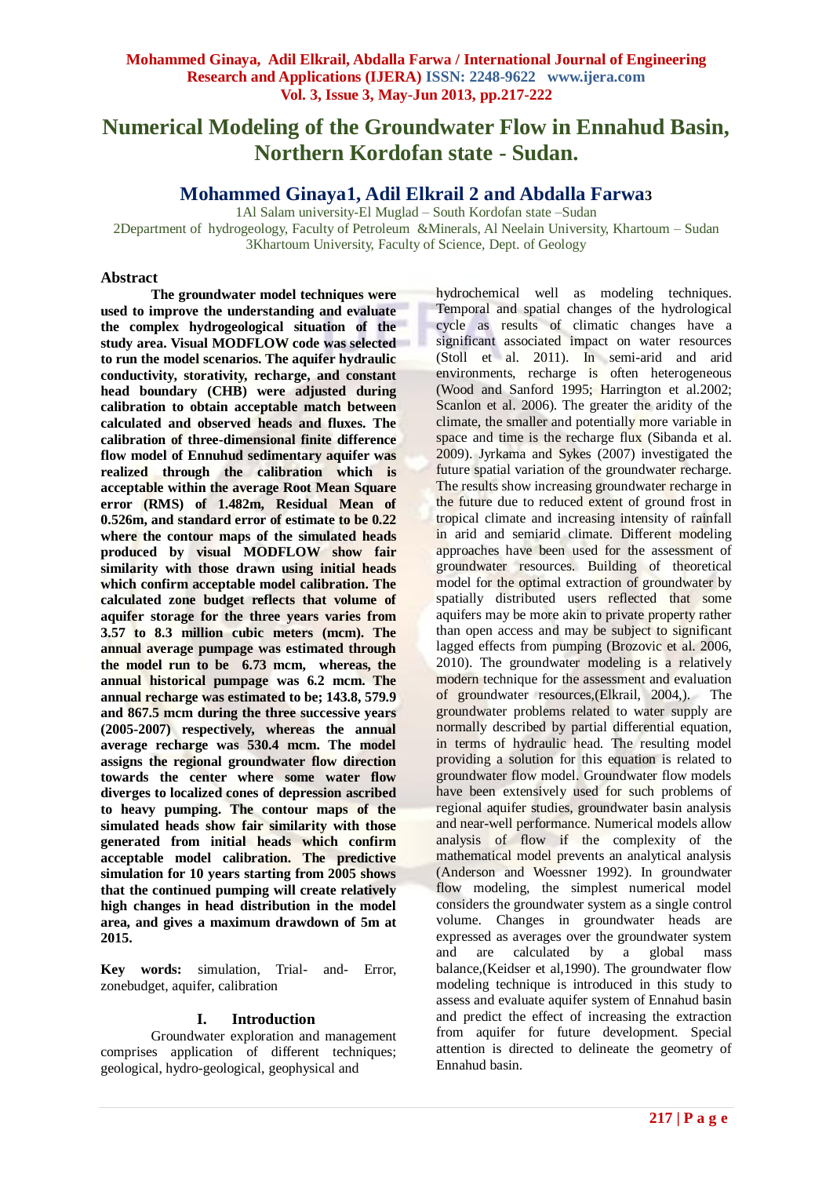# Numerical Modeling of the Groundwater Flow in Ennahud Basin, Northern Kordofan state - Sudan.

## Mohammed Ginaya1, Adil Elkrail 2 and Abdalla Farwa3

1Al Salam university-El Muglad – South Kordofan state –Sudan
2Department of hydrogeology, Faculty of Petroleum &Minerals, Al Neelain University, Khartoum – Sudan
3Khartoum University, Faculty of Science, Dept. of Geology

### Abstract

**The groundwater model techniques were used to improve the understanding and evaluate the complex hydrogeological situation of the study area. Visual MODFLOW code was selected to run the model scenarios. The aquifer hydraulic conductivity, storativity, recharge, and constant head boundary (CHB) were adjusted during calibration to obtain acceptable match between calculated and observed heads and fluxes. The calibration of three-dimensional finite difference flow model of Ennuhud sedimentary aquifer was realized through the calibration which is acceptable within the average Root Mean Square error (RMS) of 1.482m, Residual Mean of 0.526m, and standard error of estimate to be 0.22 where the contour maps of the simulated heads produced by visual MODFLOW show fair similarity with those drawn using initial heads which confirm acceptable model calibration. The calculated zone budget reflects that volume of aquifer storage for the three years varies from 3.57 to 8.3 million cubic meters (mcm). The annual average pumpage was estimated through the model run to be 6.73 mcm, whereas, the annual historical pumpage was 6.2 mcm. The annual recharge was estimated to be; 143.8, 579.9 and 867.5 mcm during the three successive years (2005-2007) respectively, whereas the annual average recharge was 530.4 mcm. The model assigns the regional groundwater flow direction towards the center where some water flow diverges to localized cones of depression ascribed to heavy pumping. The contour maps of the simulated heads show fair similarity with those generated from initial heads which confirm acceptable model calibration. The predictive simulation for 10 years starting from 2005 shows that the continued pumping will create relatively high changes in head distribution in the model area, and gives a maximum drawdown of 5m at 2015.**

**Key words:** simulation, Trial- and- Error, zonebudget, aquifer, calibration

### I. Introduction

Groundwater exploration and management comprises application of different techniques; geological, hydro-geological, geophysical and hydrochemical well as modeling techniques. Temporal and spatial changes of the hydrological cycle as results of climatic changes have a significant associated impact on water resources (Stoll et al. 2011). In semi-arid and arid environments, recharge is often heterogeneous (Wood and Sanford 1995; Harrington et al.2002; Scanlon et al. 2006). The greater the aridity of the climate, the smaller and potentially more variable in space and time is the recharge flux (Sibanda et al. 2009). Jyrkama and Sykes (2007) investigated the future spatial variation of the groundwater recharge. The results show increasing groundwater recharge in the future due to reduced extent of ground frost in tropical climate and increasing intensity of rainfall in arid and semiarid climate. Different modeling approaches have been used for the assessment of groundwater resources. Building of theoretical model for the optimal extraction of groundwater by spatially distributed users reflected that some aquifers may be more akin to private property rather than open access and may be subject to significant lagged effects from pumping (Brozovic et al. 2006, 2010). The groundwater modeling is a relatively modern technique for the assessment and evaluation of groundwater resources,(Elkrail, 2004,). The groundwater problems related to water supply are normally described by partial differential equation, in terms of hydraulic head. The resulting model providing a solution for this equation is related to groundwater flow model. Groundwater flow models have been extensively used for such problems of regional aquifer studies, groundwater basin analysis and near-well performance. Numerical models allow analysis of flow if the complexity of the mathematical model prevents an analytical analysis (Anderson and Woessner 1992). In groundwater flow modeling, the simplest numerical model considers the groundwater system as a single control volume. Changes in groundwater heads are expressed as averages over the groundwater system and are calculated by a global mass balance,(Keidser et al,1990). The groundwater flow modeling technique is introduced in this study to assess and evaluate aquifer system of Ennahud basin and predict the effect of increasing the extraction from aquifer for future development. Special attention is directed to delineate the geometry of Ennahud basin.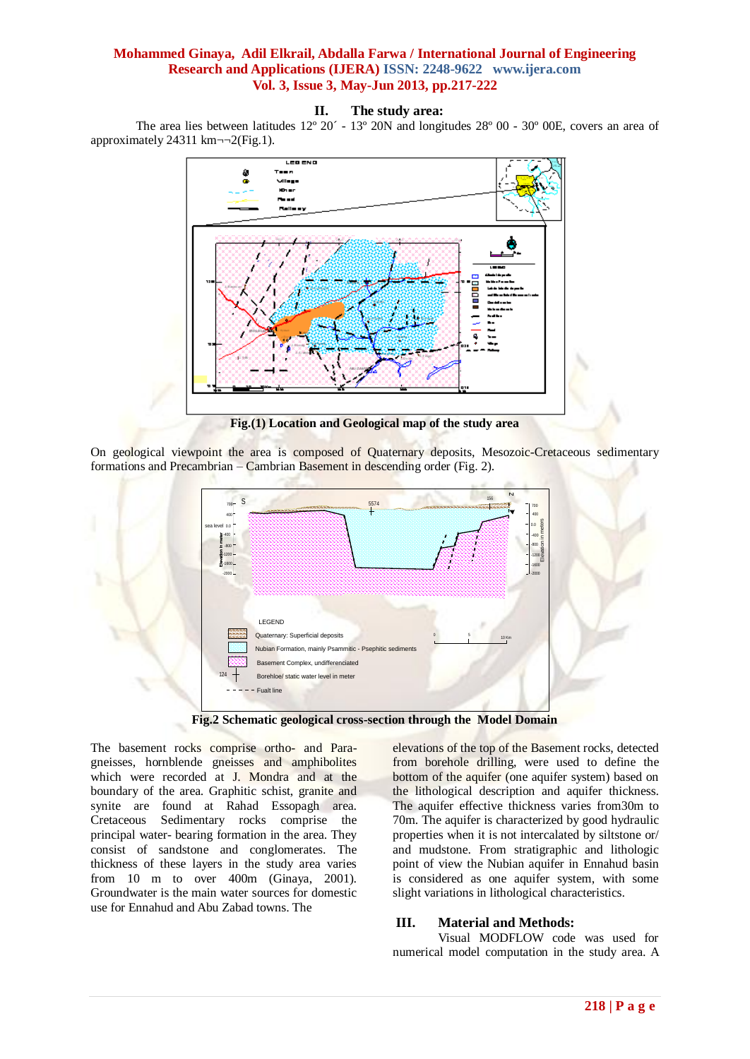## II. The study area:

The area lies between latitudes 12º 20´ - 13º 20N and longitudes 28º 00 - 30º 00E, covers an area of approximately 24311 km¬¬2(Fig.1).

**Fig.(1) Location and Geological map of the study area**

On geological viewpoint the area is composed of Quaternary deposits, Mesozoic-Cretaceous sedimentary formations and Precambrian – Cambrian Basement in descending order (Fig. 2).

**Fig.2 Schematic geological cross-section through the Model Domain**

The basement rocks comprise ortho- and Para-gneisses, hornblende gneisses and amphibolites which were recorded at J. Mondra and at the boundary of the area. Graphitic schist, granite and synite are found at Rahad Essopagh area. Cretaceous Sedimentary rocks comprise the principal water- bearing formation in the area. They consist of sandstone and conglomerates. The thickness of these layers in the study area varies from 10 m to over 400m (Ginaya, 2001). Groundwater is the main water sources for domestic use for Ennahud and Abu Zabad towns. The elevations of the top of the Basement rocks, detected from borehole drilling, were used to define the bottom of the aquifer (one aquifer system) based on the lithological description and aquifer thickness. The aquifer effective thickness varies from30m to 70m. The aquifer is characterized by good hydraulic properties when it is not intercalated by siltstone or/ and mudstone. From stratigraphic and lithologic point of view the Nubian aquifer in Ennahud basin is considered as one aquifer system, with some slight variations in lithological characteristics.

## III. Material and Methods:

Visual MODFLOW code was used for numerical model computation in the study area. A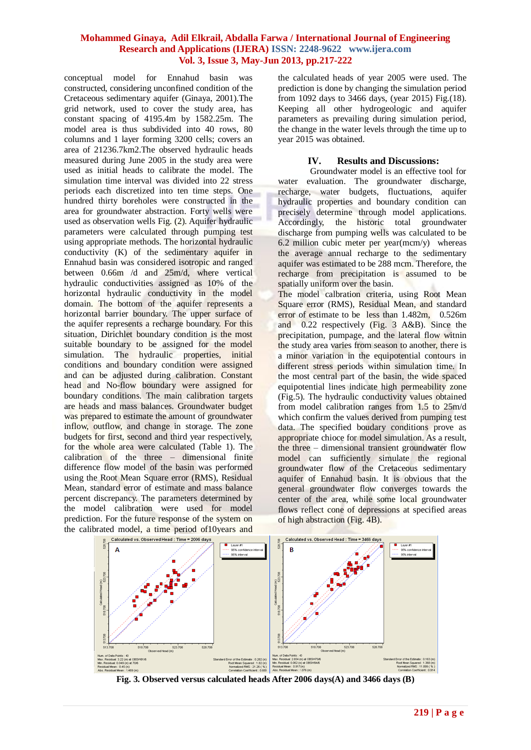conceptual model for Ennahud basin was constructed, considering unconfined condition of the Cretaceous sedimentary aquifer (Ginaya, 2001).The grid network, used to cover the study area, has constant spacing of 4195.4m by 1582.25m. The model area is thus subdivided into 40 rows, 80 columns and 1 layer forming 3200 cells; covers an area of 21236.7km2.The observed hydraulic heads measured during June 2005 in the study area were used as initial heads to calibrate the model. The simulation time interval was divided into 22 stress periods each discretized into ten time steps. One hundred thirty boreholes were constructed in the area for groundwater abstraction. Forty wells were used as observation wells Fig. (2). Aquifer hydraulic parameters were calculated through pumping test using appropriate methods. The horizontal hydraulic conductivity (K) of the sedimentary aquifer in Ennahud basin was considered isotropic and ranged between 0.66m /d and 25m/d, where vertical hydraulic conductivities assigned as 10% of the horizontal hydraulic conductivity in the model domain. The bottom of the aquifer represents a horizontal barrier boundary. The upper surface of the aquifer represents a recharge boundary. For this situation, Dirichlet boundary condition is the most suitable boundary to be assigned for the model simulation. The hydraulic properties, initial conditions and boundary condition were assigned and can be adjusted during calibration. Constant head and No-flow boundary were assigned for boundary conditions. The main calibration targets are heads and mass balances. Groundwater budget was prepared to estimate the amount of groundwater inflow, outflow, and change in storage. The zone budgets for first, second and third year respectively, for the whole area were calculated (Table 1). The calibration of the three – dimensional finite difference flow model of the basin was performed using the Root Mean Square error (RMS), Residual Mean, standard error of estimate and mass balance percent discrepancy. The parameters determined by the model calibration were used for model prediction. For the future response of the system on the calibrated model, a time period of10years and the calculated heads of year 2005 were used. The prediction is done by changing the simulation period from 1092 days to 3466 days, (year 2015) Fig.(18). Keeping all other hydrogeologic and aquifer parameters as prevailing during simulation period, the change in the water levels through the time up to year 2015 was obtained.

## IV. Results and Discussions:

Groundwater model is an effective tool for water evaluation. The groundwater discharge, recharge, water budgets, fluctuations, aquifer hydraulic properties and boundary condition can precisely determine through model applications. Accordingly, the historic total groundwater discharge from pumping wells was calculated to be 6.2 million cubic meter per year(mcm/y) whereas the average annual recharge to the sedimentary aquifer was estimated to be 288 mcm. Therefore, the recharge from precipitation is assumed to be spatially uniform over the basin.

The model calbration criteria, using Root Mean Square error (RMS), Residual Mean, and standard error of estimate to be less than 1.482m, 0.526m and 0.22 respectively (Fig. 3 A&B). Since the precipitation, pumpage, and the lateral flow witnin the study area varies from season to another, there is a minor variation in the equipotential contours in different stress periods within simulation time. In the most central part of the basin, the wide spaced equipotential lines indicate high permeability zone (Fig.5). The hydraulic conductivity values obtained from model calibration ranges from 1.5 to 25m/d which confirm the values derived from pumping test data. The specified boudary conditions prove as appropriate chioce for model simulation. As a result, the three – dimensional transient groundwater flow model can sufficiently simulate the regional groundwater flow of the Cretaceous sedimentary aquifer of Ennahud basin. It is obvious that the general groundwater flow converges towards the center of the area, while some local groundwater flows reflect cone of depressions at specified areas of high abstraction (Fig. 4B).

**Fig. 3. Observed versus calculated heads After 2006 days(A) and 3466 days (B)**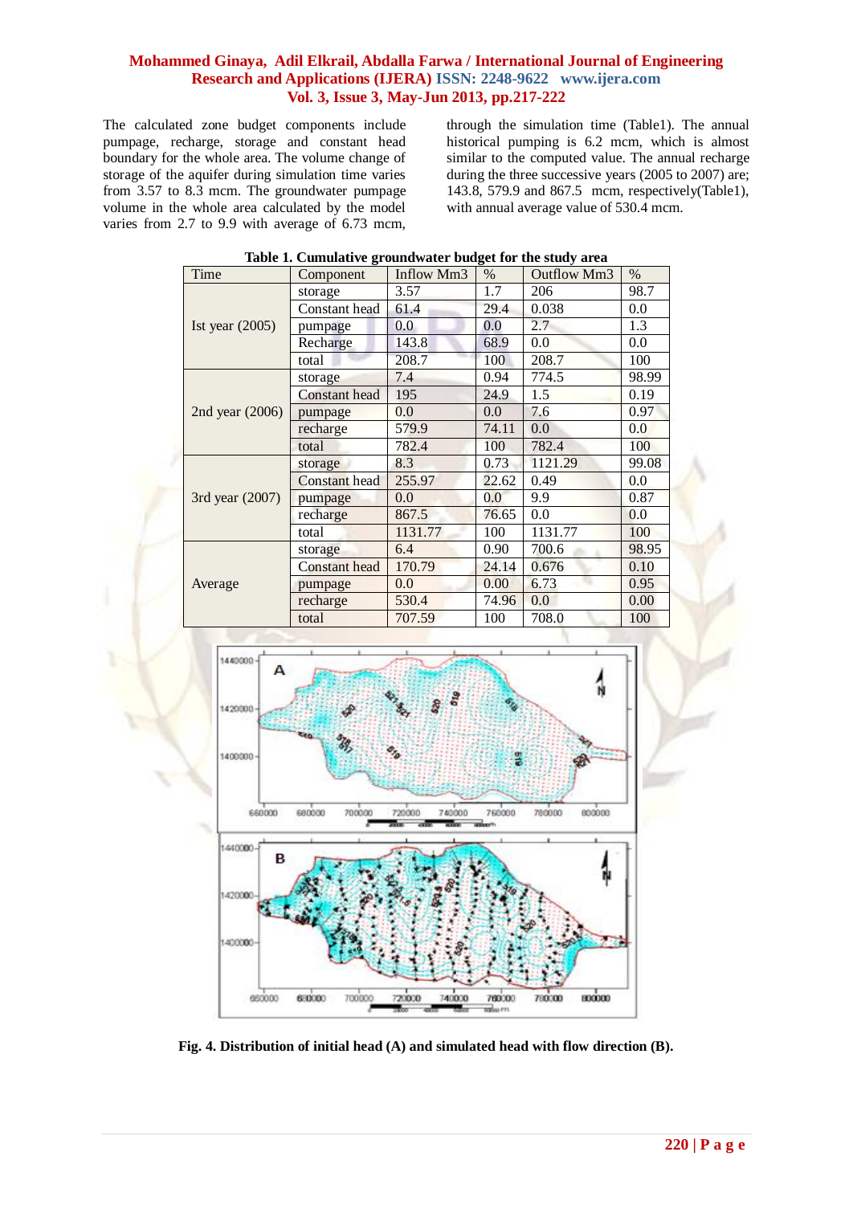The calculated zone budget components include pumpage, recharge, storage and constant head boundary for the whole area. The volume change of storage of the aquifer during simulation time varies from 3.57 to 8.3 mcm. The groundwater pumpage volume in the whole area calculated by the model varies from 2.7 to 9.9 with average of 6.73 mcm, through the simulation time (Table1). The annual historical pumping is 6.2 mcm, which is almost similar to the computed value. The annual recharge during the three successive years (2005 to 2007) are; 143.8, 579.9 and 867.5 mcm, respectively(Table1), with annual average value of 530.4 mcm.

**Table 1. Cumulative groundwater budget for the study area**

| Time | Component | Inflow Mm3 | % | Outflow Mm3 | % |
|---|---|---|---|---|---|
| Ist year (2005) | storage | 3.57 | 1.7 | 206 | 98.7 |
| | Constant head | 61.4 | 29.4 | 0.038 | 0.0 |
| | pumpage | 0.0 | 0.0 | 2.7 | 1.3 |
| | Recharge | 143.8 | 68.9 | 0.0 | 0.0 |
| | total | 208.7 | 100 | 208.7 | 100 |
| 2nd year (2006) | storage | 7.4 | 0.94 | 774.5 | 98.99 |
| | Constant head | 195 | 24.9 | 1.5 | 0.19 |
| | pumpage | 0.0 | 0.0 | 7.6 | 0.97 |
| | recharge | 579.9 | 74.11 | 0.0 | 0.0 |
| | total | 782.4 | 100 | 782.4 | 100 |
| 3rd year (2007) | storage | 8.3 | 0.73 | 1121.29 | 99.08 |
| | Constant head | 255.97 | 22.62 | 0.49 | 0.0 |
| | pumpage | 0.0 | 0.0 | 9.9 | 0.87 |
| | recharge | 867.5 | 76.65 | 0.0 | 0.0 |
| | total | 1131.77 | 100 | 1131.77 | 100 |
| Average | storage | 6.4 | 0.90 | 700.6 | 98.95 |
| | Constant head | 170.79 | 24.14 | 0.676 | 0.10 |
| | pumpage | 0.0 | 0.00 | 6.73 | 0.95 |
| | recharge | 530.4 | 74.96 | 0.0 | 0.00 |
| | total | 707.59 | 100 | 708.0 | 100 |

**Fig. 4. Distribution of initial head (A) and simulated head with flow direction (B).**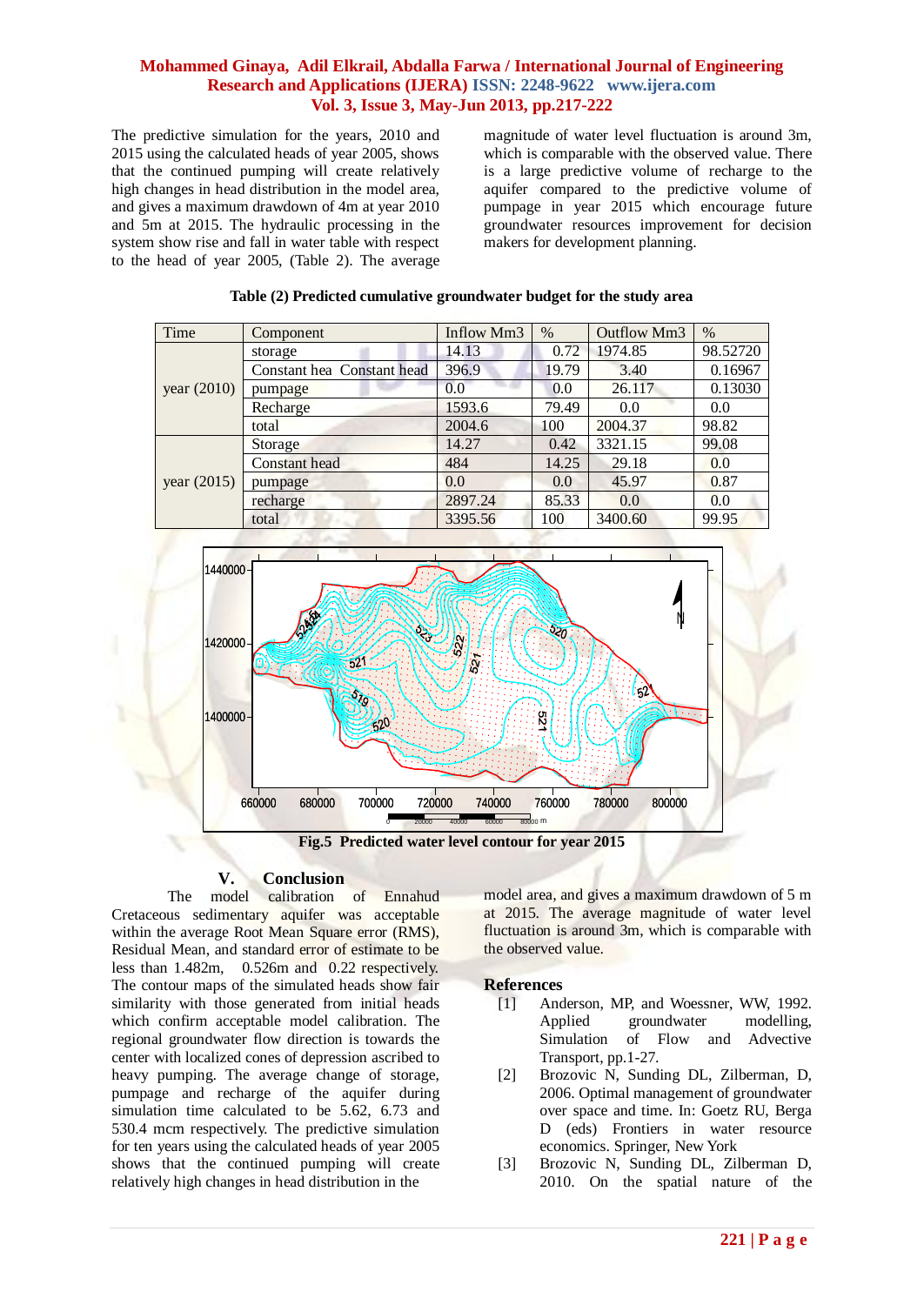The predictive simulation for the years, 2010 and 2015 using the calculated heads of year 2005, shows that the continued pumping will create relatively high changes in head distribution in the model area, and gives a maximum drawdown of 4m at year 2010 and 5m at 2015. The hydraulic processing in the system show rise and fall in water table with respect to the head of year 2005, (Table 2). The average magnitude of water level fluctuation is around 3m, which is comparable with the observed value. There is a large predictive volume of recharge to the aquifer compared to the predictive volume of pumpage in year 2015 which encourage future groundwater resources improvement for decision makers for development planning.

**Table (2) Predicted cumulative groundwater budget for the study area**

| Time | Component | Inflow Mm3 | % | Outflow Mm3 | % |
|---|---|---|---|---|---|
| year (2010) | storage | 14.13 | 0.72 | 1974.85 | 98.52720 |
| | Constant hea Constant head | 396.9 | 19.79 | 3.40 | 0.16967 |
| | pumpage | 0.0 | 0.0 | 26.117 | 0.13030 |
| | Recharge | 1593.6 | 79.49 | 0.0 | 0.0 |
| | total | 2004.6 | 100 | 2004.37 | 98.82 |
| year (2015) | Storage | 14.27 | 0.42 | 3321.15 | 99.08 |
| | Constant head | 484 | 14.25 | 29.18 | 0.0 |
| | pumpage | 0.0 | 0.0 | 45.97 | 0.87 |
| | recharge | 2897.24 | 85.33 | 0.0 | 0.0 |
| | total | 3395.56 | 100 | 3400.60 | 99.95 |

**Fig.5 Predicted water level contour for year 2015**

## V. Conclusion

The model calibration of Ennahud Cretaceous sedimentary aquifer was acceptable within the average Root Mean Square error (RMS), Residual Mean, and standard error of estimate to be less than 1.482m, 0.526m and 0.22 respectively. The contour maps of the simulated heads show fair similarity with those generated from initial heads which confirm acceptable model calibration. The regional groundwater flow direction is towards the center with localized cones of depression ascribed to heavy pumping. The average change of storage, pumpage and recharge of the aquifer during simulation time calculated to be 5.62, 6.73 and 530.4 mcm respectively. The predictive simulation for ten years using the calculated heads of year 2005 shows that the continued pumping will create relatively high changes in head distribution in the model area, and gives a maximum drawdown of 5 m at 2015. The average magnitude of water level fluctuation is around 3m, which is comparable with the observed value.

## References

[1] Anderson, MP, and Woessner, WW, 1992. Applied groundwater modelling, Simulation of Flow and Advective Transport, pp.1-27.

[2] Brozovic N, Sunding DL, Zilberman, D, 2006. Optimal management of groundwater over space and time. In: Goetz RU, Berga D (eds) Frontiers in water resource economics. Springer, New York

[3] Brozovic N, Sunding DL, Zilberman D, 2010. On the spatial nature of the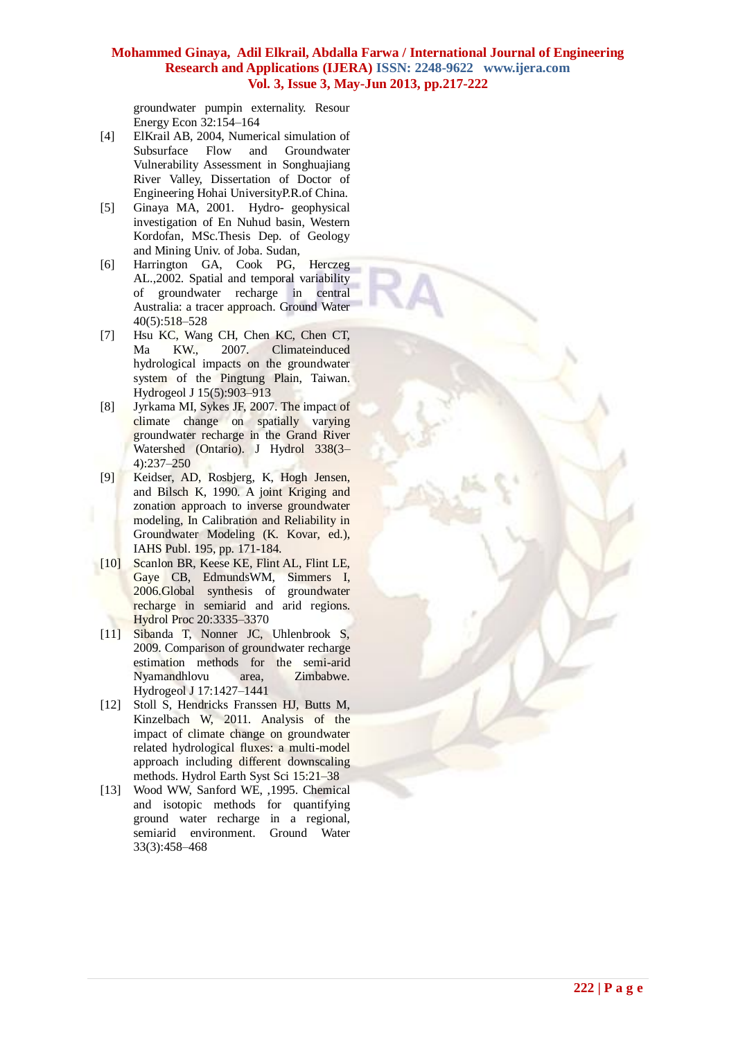groundwater pumpin externality. Resour Energy Econ 32:154–164

[4] ElKrail AB, 2004, Numerical simulation of Subsurface Flow and Groundwater Vulnerability Assessment in Songhuajiang River Valley, Dissertation of Doctor of Engineering Hohai UniversityP.R.of China.

[5] Ginaya MA, 2001. Hydro- geophysical investigation of En Nuhud basin, Western Kordofan, MSc.Thesis Dep. of Geology and Mining Univ. of Joba. Sudan,

[6] Harrington GA, Cook PG, Herczeg AL.,2002. Spatial and temporal variability of groundwater recharge in central Australia: a tracer approach. Ground Water 40(5):518–528

[7] Hsu KC, Wang CH, Chen KC, Chen CT, Ma KW., 2007. Climateinduced hydrological impacts on the groundwater system of the Pingtung Plain, Taiwan. Hydrogeol J 15(5):903–913

[8] Jyrkama MI, Sykes JF, 2007. The impact of climate change on spatially varying groundwater recharge in the Grand River Watershed (Ontario). J Hydrol 338(3–4):237–250

[9] Keidser, AD, Rosbjerg, K, Hogh Jensen, and Bilsch K, 1990. A joint Kriging and zonation approach to inverse groundwater modeling, In Calibration and Reliability in Groundwater Modeling (K. Kovar, ed.), IAHS Publ. 195, pp. 171-184.

[10] Scanlon BR, Keese KE, Flint AL, Flint LE, Gaye CB, EdmundsWM, Simmers I, 2006.Global synthesis of groundwater recharge in semiarid and arid regions. Hydrol Proc 20:3335–3370

[11] Sibanda T, Nonner JC, Uhlenbrook S, 2009. Comparison of groundwater recharge estimation methods for the semi-arid Nyamandhlovu area, Zimbabwe. Hydrogeol J 17:1427–1441

[12] Stoll S, Hendricks Franssen HJ, Butts M, Kinzelbach W, 2011. Analysis of the impact of climate change on groundwater related hydrological fluxes: a multi-model approach including different downscaling methods. Hydrol Earth Syst Sci 15:21–38

[13] Wood WW, Sanford WE, ,1995. Chemical and isotopic methods for quantifying ground water recharge in a regional, semiarid environment. Ground Water 33(3):458–468